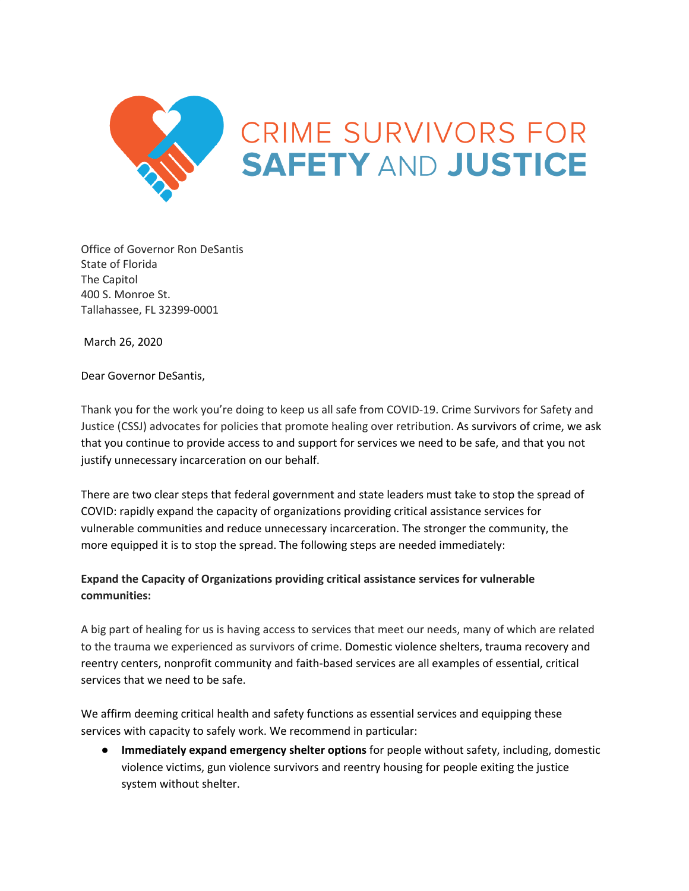# CRIME SURVIVORS FOR SAFETY AND JUSTICE

Office of Governor Ron DeSantis
State of Florida
The Capitol
400 S. Monroe St.
Tallahassee, FL 32399-0001

March 26, 2020

Dear Governor DeSantis,

Thank you for the work you're doing to keep us all safe from COVID-19. Crime Survivors for Safety and Justice (CSSJ) advocates for policies that promote healing over retribution. As survivors of crime, we ask that you continue to provide access to and support for services we need to be safe, and that you not justify unnecessary incarceration on our behalf.

There are two clear steps that federal government and state leaders must take to stop the spread of COVID: rapidly expand the capacity of organizations providing critical assistance services for vulnerable communities and reduce unnecessary incarceration. The stronger the community, the more equipped it is to stop the spread. The following steps are needed immediately:

**Expand the Capacity of Organizations providing critical assistance services for vulnerable communities:**

A big part of healing for us is having access to services that meet our needs, many of which are related to the trauma we experienced as survivors of crime. Domestic violence shelters, trauma recovery and reentry centers, nonprofit community and faith-based services are all examples of essential, critical services that we need to be safe.

We affirm deeming critical health and safety functions as essential services and equipping these services with capacity to safely work. We recommend in particular:

- **Immediately expand emergency shelter options** for people without safety, including, domestic violence victims, gun violence survivors and reentry housing for people exiting the justice system without shelter.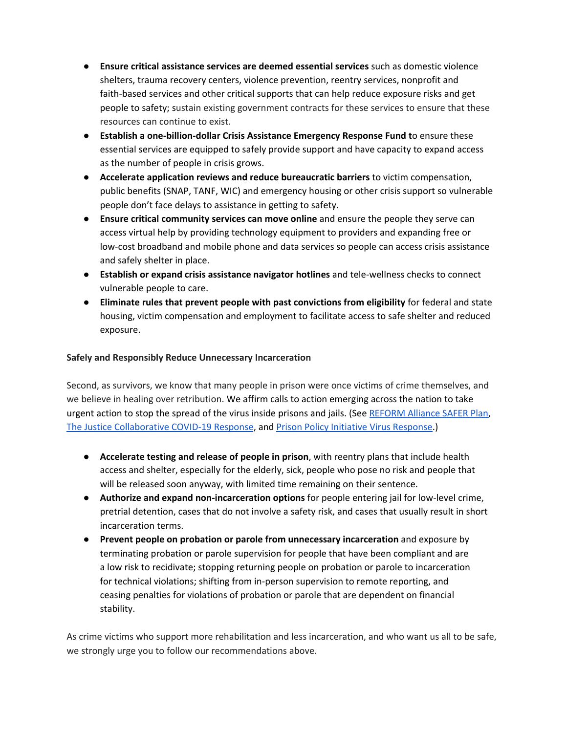- **Ensure critical assistance services are deemed essential services** such as domestic violence shelters, trauma recovery centers, violence prevention, reentry services, nonprofit and faith-based services and other critical supports that can help reduce exposure risks and get people to safety; sustain existing government contracts for these services to ensure that these resources can continue to exist.
- **Establish a one-billion-dollar Crisis Assistance Emergency Response Fund t**o ensure these essential services are equipped to safely provide support and have capacity to expand access as the number of people in crisis grows.
- **Accelerate application reviews and reduce bureaucratic barriers** to victim compensation, public benefits (SNAP, TANF, WIC) and emergency housing or other crisis support so vulnerable people don't face delays to assistance in getting to safety.
- **Ensure critical community services can move online** and ensure the people they serve can access virtual help by providing technology equipment to providers and expanding free or low-cost broadband and mobile phone and data services so people can access crisis assistance and safely shelter in place.
- **Establish or expand crisis assistance navigator hotlines** and tele-wellness checks to connect vulnerable people to care.
- **Eliminate rules that prevent people with past convictions from eligibility** for federal and state housing, victim compensation and employment to facilitate access to safe shelter and reduced exposure.

**Safely and Responsibly Reduce Unnecessary Incarceration**

Second, as survivors, we know that many people in prison were once victims of crime themselves, and we believe in healing over retribution. We affirm calls to action emerging across the nation to take urgent action to stop the spread of the virus inside prisons and jails. (See REFORM Alliance SAFER Plan, The Justice Collaborative COVID-19 Response, and Prison Policy Initiative Virus Response.)

- **Accelerate testing and release of people in prison**, with reentry plans that include health access and shelter, especially for the elderly, sick, people who pose no risk and people that will be released soon anyway, with limited time remaining on their sentence.
- **Authorize and expand non-incarceration options** for people entering jail for low-level crime, pretrial detention, cases that do not involve a safety risk, and cases that usually result in short incarceration terms.
- **Prevent people on probation or parole from unnecessary incarceration** and exposure by terminating probation or parole supervision for people that have been compliant and are a low risk to recidivate; stopping returning people on probation or parole to incarceration for technical violations; shifting from in-person supervision to remote reporting, and ceasing penalties for violations of probation or parole that are dependent on financial stability.

As crime victims who support more rehabilitation and less incarceration, and who want us all to be safe, we strongly urge you to follow our recommendations above.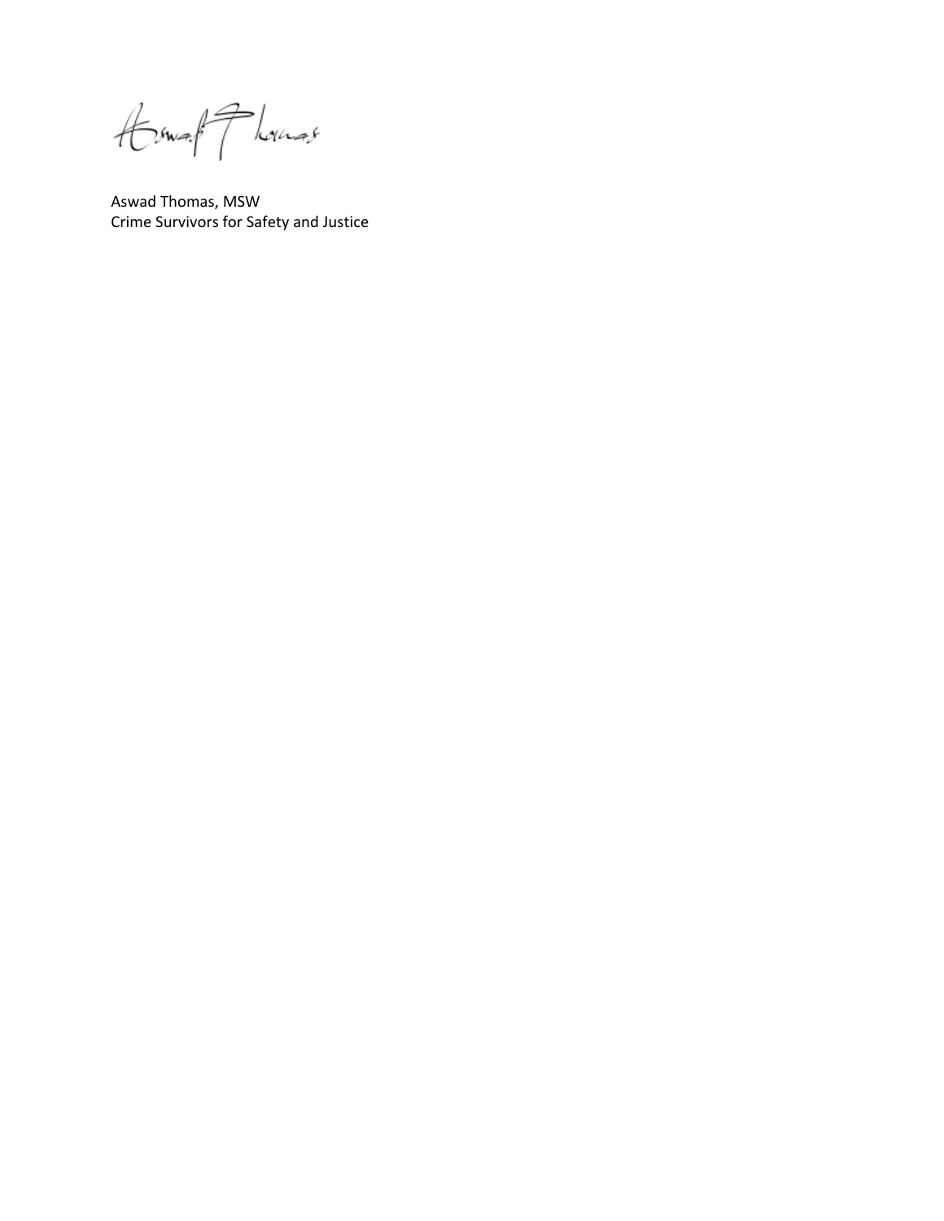Aswad Thomas, MSW
Crime Survivors for Safety and Justice